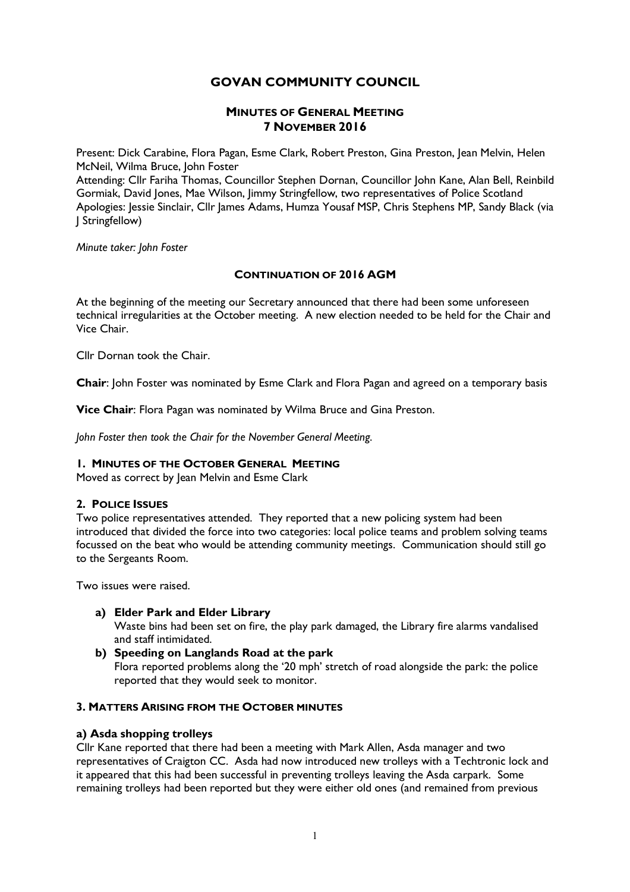# GOVAN COMMUNITY COUNCIL

## MINUTES OF GENERAL MEETING
## 7 NOVEMBER 2016

Present: Dick Carabine, Flora Pagan, Esme Clark, Robert Preston, Gina Preston, Jean Melvin, Helen McNeil, Wilma Bruce, John Foster

Attending: Cllr Fariha Thomas, Councillor Stephen Dornan, Councillor John Kane, Alan Bell, Reinbild Gormiak, David Jones, Mae Wilson, Jimmy Stringfellow, two representatives of Police Scotland

Apologies: Jessie Sinclair, Cllr James Adams, Humza Yousaf MSP, Chris Stephens MP, Sandy Black (via J Stringfellow)

*Minute taker: John Foster*

### CONTINUATION OF 2016 AGM

At the beginning of the meeting our Secretary announced that there had been some unforeseen technical irregularities at the October meeting. A new election needed to be held for the Chair and Vice Chair.

Cllr Dornan took the Chair.

**Chair**: John Foster was nominated by Esme Clark and Flora Pagan and agreed on a temporary basis

**Vice Chair**: Flora Pagan was nominated by Wilma Bruce and Gina Preston.

*John Foster then took the Chair for the November General Meeting.*

### 1. MINUTES OF THE OCTOBER GENERAL MEETING

Moved as correct by Jean Melvin and Esme Clark

### 2. POLICE ISSUES

Two police representatives attended. They reported that a new policing system had been introduced that divided the force into two categories: local police teams and problem solving teams focussed on the beat who would be attending community meetings. Communication should still go to the Sergeants Room.

Two issues were raised.

a) **Elder Park and Elder Library**
   Waste bins had been set on fire, the play park damaged, the Library fire alarms vandalised and staff intimidated.

b) **Speeding on Langlands Road at the park**
   Flora reported problems along the '20 mph' stretch of road alongside the park: the police reported that they would seek to monitor.

### 3. MATTERS ARISING FROM THE OCTOBER MINUTES

#### a) Asda shopping trolleys

Cllr Kane reported that there had been a meeting with Mark Allen, Asda manager and two representatives of Craigton CC. Asda had now introduced new trolleys with a Techtronic lock and it appeared that this had been successful in preventing trolleys leaving the Asda carpark. Some remaining trolleys had been reported but they were either old ones (and remained from previous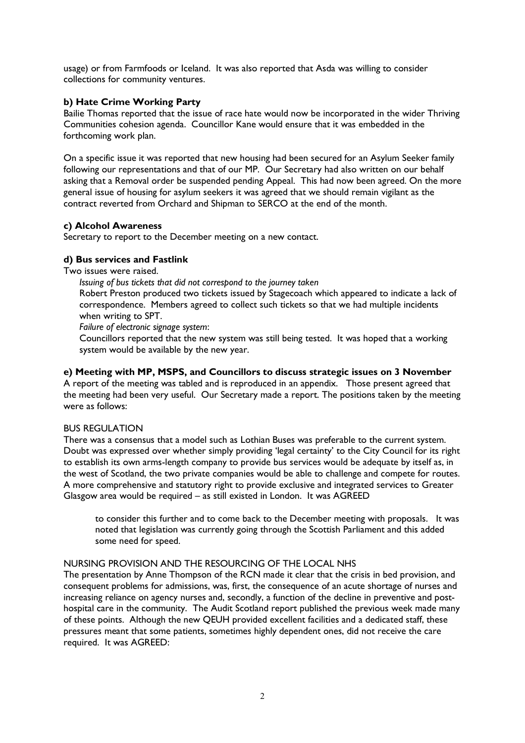usage) or from Farmfoods or Iceland. It was also reported that Asda was willing to consider collections for community ventures.

**b) Hate Crime Working Party**

Bailie Thomas reported that the issue of race hate would now be incorporated in the wider Thriving Communities cohesion agenda. Councillor Kane would ensure that it was embedded in the forthcoming work plan.

On a specific issue it was reported that new housing had been secured for an Asylum Seeker family following our representations and that of our MP. Our Secretary had also written on our behalf asking that a Removal order be suspended pending Appeal. This had now been agreed. On the more general issue of housing for asylum seekers it was agreed that we should remain vigilant as the contract reverted from Orchard and Shipman to SERCO at the end of the month.

**c) Alcohol Awareness**

Secretary to report to the December meeting on a new contact.

**d) Bus services and Fastlink**

Two issues were raised.

*Issuing of bus tickets that did not correspond to the journey taken*

Robert Preston produced two tickets issued by Stagecoach which appeared to indicate a lack of correspondence. Members agreed to collect such tickets so that we had multiple incidents when writing to SPT.

*Failure of electronic signage system*:

Councillors reported that the new system was still being tested. It was hoped that a working system would be available by the new year.

**e) Meeting with MP, MSPS, and Councillors to discuss strategic issues on 3 November**

A report of the meeting was tabled and is reproduced in an appendix. Those present agreed that the meeting had been very useful. Our Secretary made a report. The positions taken by the meeting were as follows:

BUS REGULATION

There was a consensus that a model such as Lothian Buses was preferable to the current system. Doubt was expressed over whether simply providing 'legal certainty' to the City Council for its right to establish its own arms-length company to provide bus services would be adequate by itself as, in the west of Scotland, the two private companies would be able to challenge and compete for routes. A more comprehensive and statutory right to provide exclusive and integrated services to Greater Glasgow area would be required – as still existed in London. It was AGREED

> to consider this further and to come back to the December meeting with proposals. It was noted that legislation was currently going through the Scottish Parliament and this added some need for speed.

NURSING PROVISION AND THE RESOURCING OF THE LOCAL NHS

The presentation by Anne Thompson of the RCN made it clear that the crisis in bed provision, and consequent problems for admissions, was, first, the consequence of an acute shortage of nurses and increasing reliance on agency nurses and, secondly, a function of the decline in preventive and post-hospital care in the community. The Audit Scotland report published the previous week made many of these points. Although the new QEUH provided excellent facilities and a dedicated staff, these pressures meant that some patients, sometimes highly dependent ones, did not receive the care required. It was AGREED: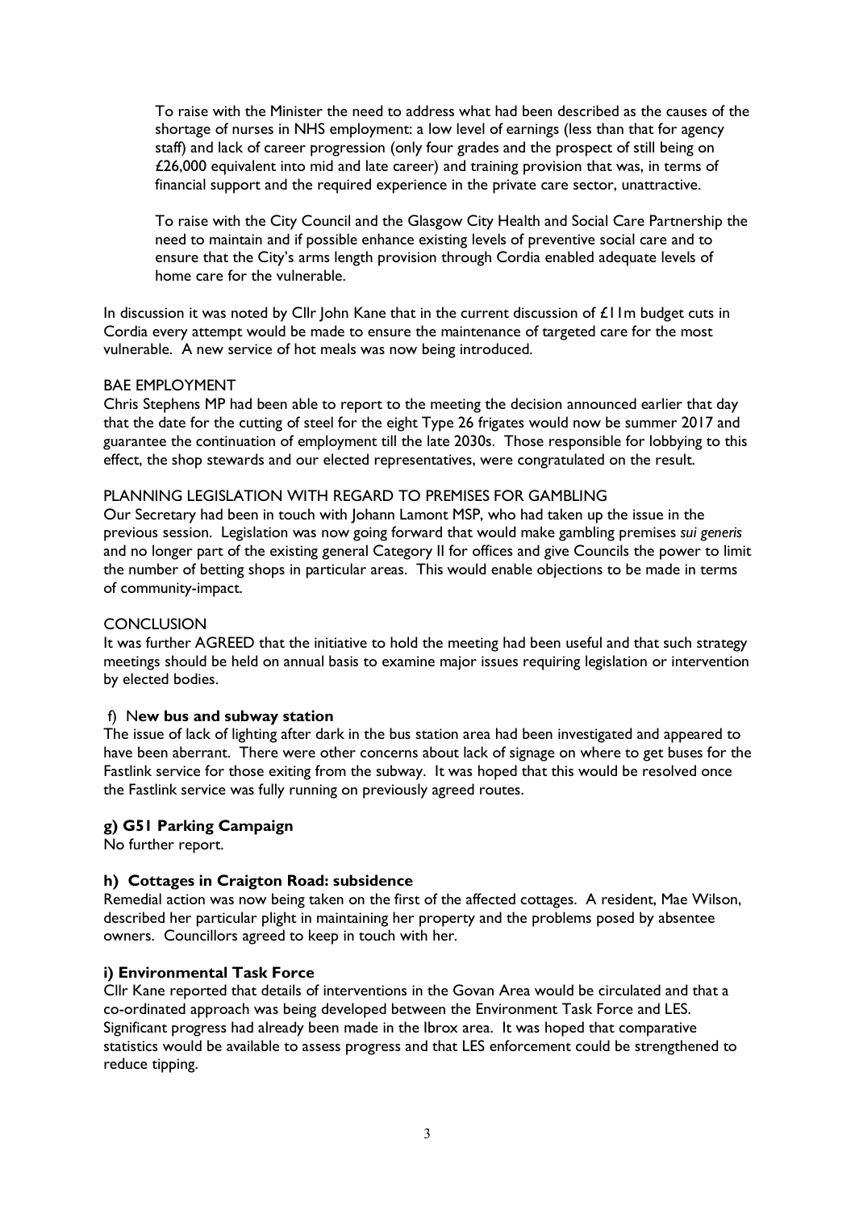To raise with the Minister the need to address what had been described as the causes of the shortage of nurses in NHS employment: a low level of earnings (less than that for agency staff) and lack of career progression (only four grades and the prospect of still being on £26,000 equivalent into mid and late career) and training provision that was, in terms of financial support and the required experience in the private care sector, unattractive.

To raise with the City Council and the Glasgow City Health and Social Care Partnership the need to maintain and if possible enhance existing levels of preventive social care and to ensure that the City's arms length provision through Cordia enabled adequate levels of home care for the vulnerable.

In discussion it was noted by Cllr John Kane that in the current discussion of £11m budget cuts in Cordia every attempt would be made to ensure the maintenance of targeted care for the most vulnerable. A new service of hot meals was now being introduced.

BAE EMPLOYMENT
Chris Stephens MP had been able to report to the meeting the decision announced earlier that day that the date for the cutting of steel for the eight Type 26 frigates would now be summer 2017 and guarantee the continuation of employment till the late 2030s. Those responsible for lobbying to this effect, the shop stewards and our elected representatives, were congratulated on the result.

PLANNING LEGISLATION WITH REGARD TO PREMISES FOR GAMBLING
Our Secretary had been in touch with Johann Lamont MSP, who had taken up the issue in the previous session. Legislation was now going forward that would make gambling premises *sui generis* and no longer part of the existing general Category II for offices and give Councils the power to limit the number of betting shops in particular areas. This would enable objections to be made in terms of community-impact.

CONCLUSION
It was further AGREED that the initiative to hold the meeting had been useful and that such strategy meetings should be held on annual basis to examine major issues requiring legislation or intervention by elected bodies.

f) N**ew bus and subway station**
The issue of lack of lighting after dark in the bus station area had been investigated and appeared to have been aberrant. There were other concerns about lack of signage on where to get buses for the Fastlink service for those exiting from the subway. It was hoped that this would be resolved once the Fastlink service was fully running on previously agreed routes.

**g) G51 Parking Campaign**
No further report.

**h) Cottages in Craigton Road: subsidence**
Remedial action was now being taken on the first of the affected cottages. A resident, Mae Wilson, described her particular plight in maintaining her property and the problems posed by absentee owners. Councillors agreed to keep in touch with her.

**i) Environmental Task Force**
Cllr Kane reported that details of interventions in the Govan Area would be circulated and that a co-ordinated approach was being developed between the Environment Task Force and LES. Significant progress had already been made in the Ibrox area. It was hoped that comparative statistics would be available to assess progress and that LES enforcement could be strengthened to reduce tipping.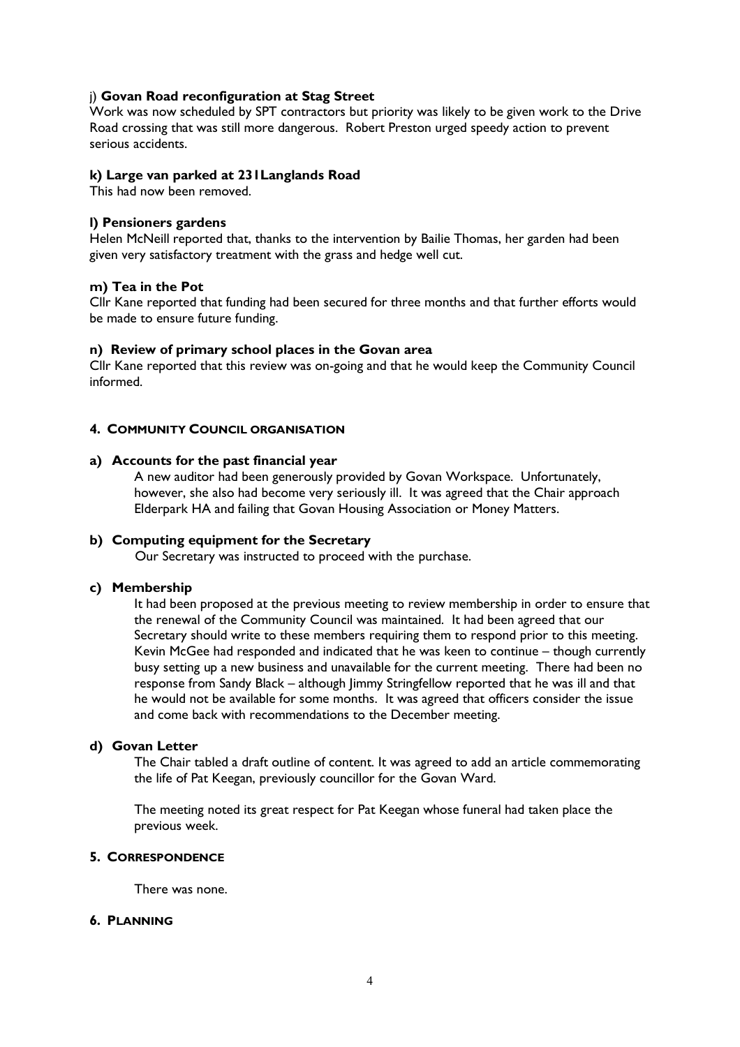j) **Govan Road reconfiguration at Stag Street**

Work was now scheduled by SPT contractors but priority was likely to be given work to the Drive Road crossing that was still more dangerous. Robert Preston urged speedy action to prevent serious accidents.

**k) Large van parked at 231Langlands Road**

This had now been removed.

**l) Pensioners gardens**

Helen McNeill reported that, thanks to the intervention by Bailie Thomas, her garden had been given very satisfactory treatment with the grass and hedge well cut.

**m) Tea in the Pot**

Cllr Kane reported that funding had been secured for three months and that further efforts would be made to ensure future funding.

**n) Review of primary school places in the Govan area**

Cllr Kane reported that this review was on-going and that he would keep the Community Council informed.

## 4. COMMUNITY COUNCIL ORGANISATION

**a) Accounts for the past financial year**

A new auditor had been generously provided by Govan Workspace. Unfortunately, however, she also had become very seriously ill. It was agreed that the Chair approach Elderpark HA and failing that Govan Housing Association or Money Matters.

**b) Computing equipment for the Secretary**

Our Secretary was instructed to proceed with the purchase.

**c) Membership**

It had been proposed at the previous meeting to review membership in order to ensure that the renewal of the Community Council was maintained. It had been agreed that our Secretary should write to these members requiring them to respond prior to this meeting. Kevin McGee had responded and indicated that he was keen to continue – though currently busy setting up a new business and unavailable for the current meeting. There had been no response from Sandy Black – although Jimmy Stringfellow reported that he was ill and that he would not be available for some months. It was agreed that officers consider the issue and come back with recommendations to the December meeting.

**d) Govan Letter**

The Chair tabled a draft outline of content. It was agreed to add an article commemorating the life of Pat Keegan, previously councillor for the Govan Ward.

The meeting noted its great respect for Pat Keegan whose funeral had taken place the previous week.

## 5. CORRESPONDENCE

There was none.

## 6. PLANNING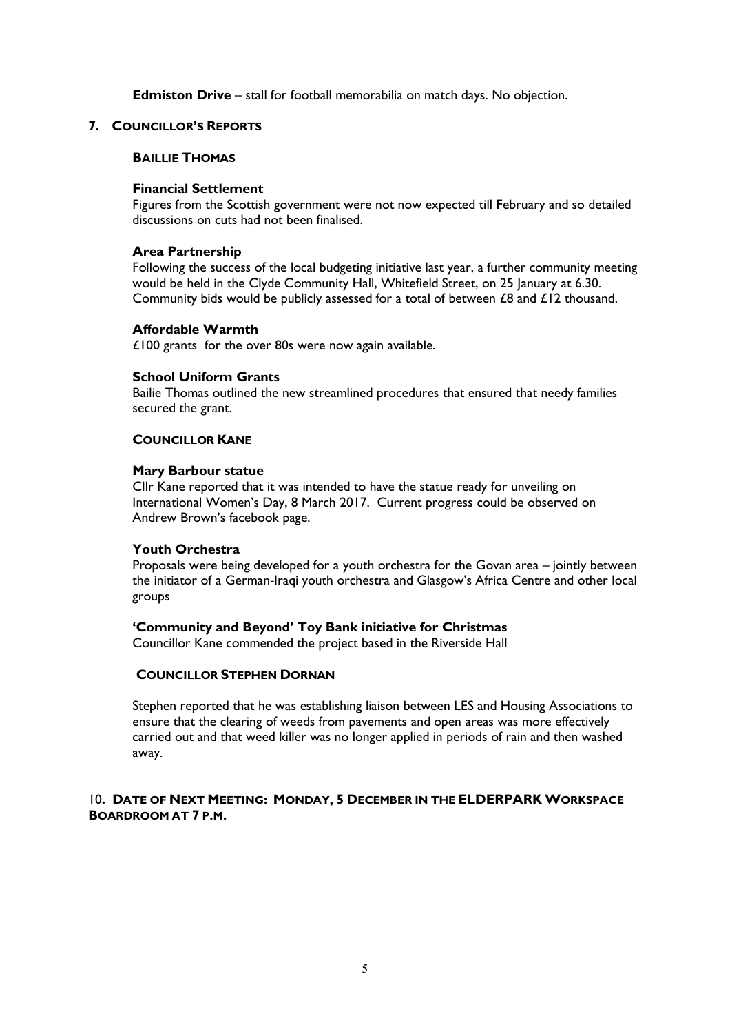**Edmiston Drive** – stall for football memorabilia on match days. No objection.

## 7. Councillor's Reports

### Baillie Thomas

**Financial Settlement**

Figures from the Scottish government were not now expected till February and so detailed discussions on cuts had not been finalised.

**Area Partnership**

Following the success of the local budgeting initiative last year, a further community meeting would be held in the Clyde Community Hall, Whitefield Street, on 25 January at 6.30. Community bids would be publicly assessed for a total of between £8 and £12 thousand.

**Affordable Warmth**

£100 grants for the over 80s were now again available.

**School Uniform Grants**

Bailie Thomas outlined the new streamlined procedures that ensured that needy families secured the grant.

### Councillor Kane

**Mary Barbour statue**

Cllr Kane reported that it was intended to have the statue ready for unveiling on International Women's Day, 8 March 2017. Current progress could be observed on Andrew Brown's facebook page.

**Youth Orchestra**

Proposals were being developed for a youth orchestra for the Govan area – jointly between the initiator of a German-Iraqi youth orchestra and Glasgow's Africa Centre and other local groups

**'Community and Beyond' Toy Bank initiative for Christmas**

Councillor Kane commended the project based in the Riverside Hall

### Councillor Stephen Dornan

Stephen reported that he was establishing liaison between LES and Housing Associations to ensure that the clearing of weeds from pavements and open areas was more effectively carried out and that weed killer was no longer applied in periods of rain and then washed away.

## 10. Date of Next Meeting: Monday, 5 December in the ELDERPARK Workspace Boardroom at 7 p.m.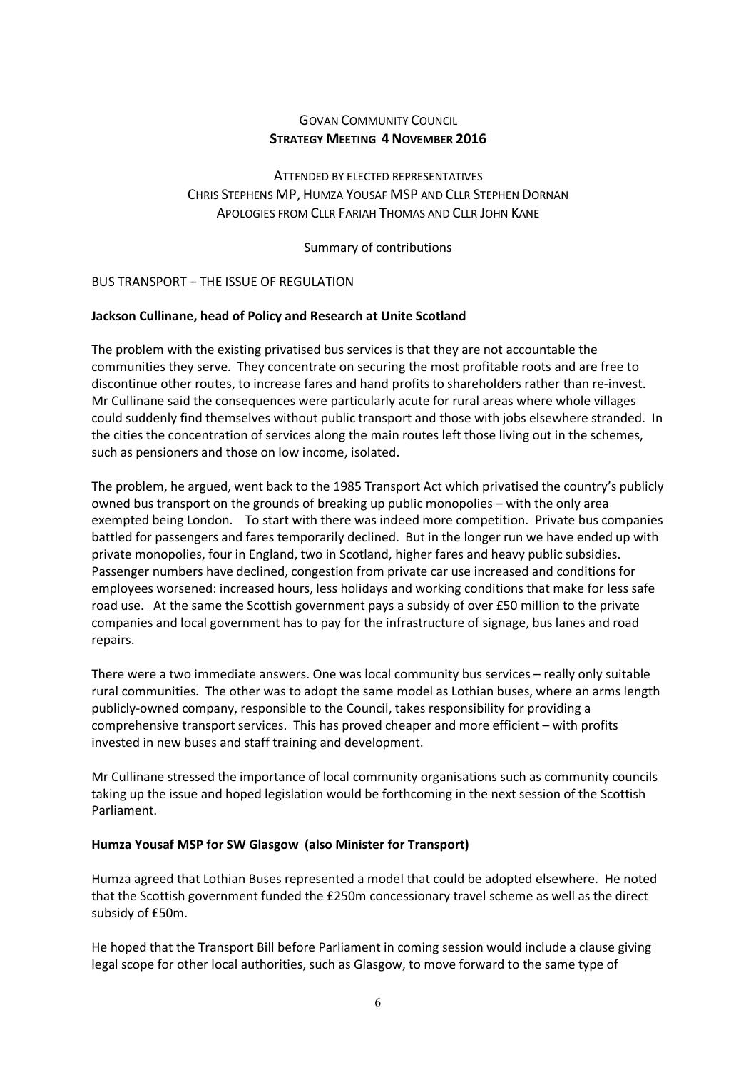GOVAN COMMUNITY COUNCIL
**STRATEGY MEETING 4 NOVEMBER 2016**

ATTENDED BY ELECTED REPRESENTATIVES
CHRIS STEPHENS MP, HUMZA YOUSAF MSP AND CLLR STEPHEN DORNAN
APOLOGIES FROM CLLR FARIAH THOMAS AND CLLR JOHN KANE

Summary of contributions

BUS TRANSPORT – THE ISSUE OF REGULATION

**Jackson Cullinane, head of Policy and Research at Unite Scotland**

The problem with the existing privatised bus services is that they are not accountable the communities they serve. They concentrate on securing the most profitable roots and are free to discontinue other routes, to increase fares and hand profits to shareholders rather than re-invest. Mr Cullinane said the consequences were particularly acute for rural areas where whole villages could suddenly find themselves without public transport and those with jobs elsewhere stranded. In the cities the concentration of services along the main routes left those living out in the schemes, such as pensioners and those on low income, isolated.

The problem, he argued, went back to the 1985 Transport Act which privatised the country's publicly owned bus transport on the grounds of breaking up public monopolies – with the only area exempted being London. To start with there was indeed more competition. Private bus companies battled for passengers and fares temporarily declined. But in the longer run we have ended up with private monopolies, four in England, two in Scotland, higher fares and heavy public subsidies. Passenger numbers have declined, congestion from private car use increased and conditions for employees worsened: increased hours, less holidays and working conditions that make for less safe road use. At the same the Scottish government pays a subsidy of over £50 million to the private companies and local government has to pay for the infrastructure of signage, bus lanes and road repairs.

There were a two immediate answers. One was local community bus services – really only suitable rural communities. The other was to adopt the same model as Lothian buses, where an arms length publicly-owned company, responsible to the Council, takes responsibility for providing a comprehensive transport services. This has proved cheaper and more efficient – with profits invested in new buses and staff training and development.

Mr Cullinane stressed the importance of local community organisations such as community councils taking up the issue and hoped legislation would be forthcoming in the next session of the Scottish Parliament.

**Humza Yousaf MSP for SW Glasgow (also Minister for Transport)**

Humza agreed that Lothian Buses represented a model that could be adopted elsewhere. He noted that the Scottish government funded the £250m concessionary travel scheme as well as the direct subsidy of £50m.

He hoped that the Transport Bill before Parliament in coming session would include a clause giving legal scope for other local authorities, such as Glasgow, to move forward to the same type of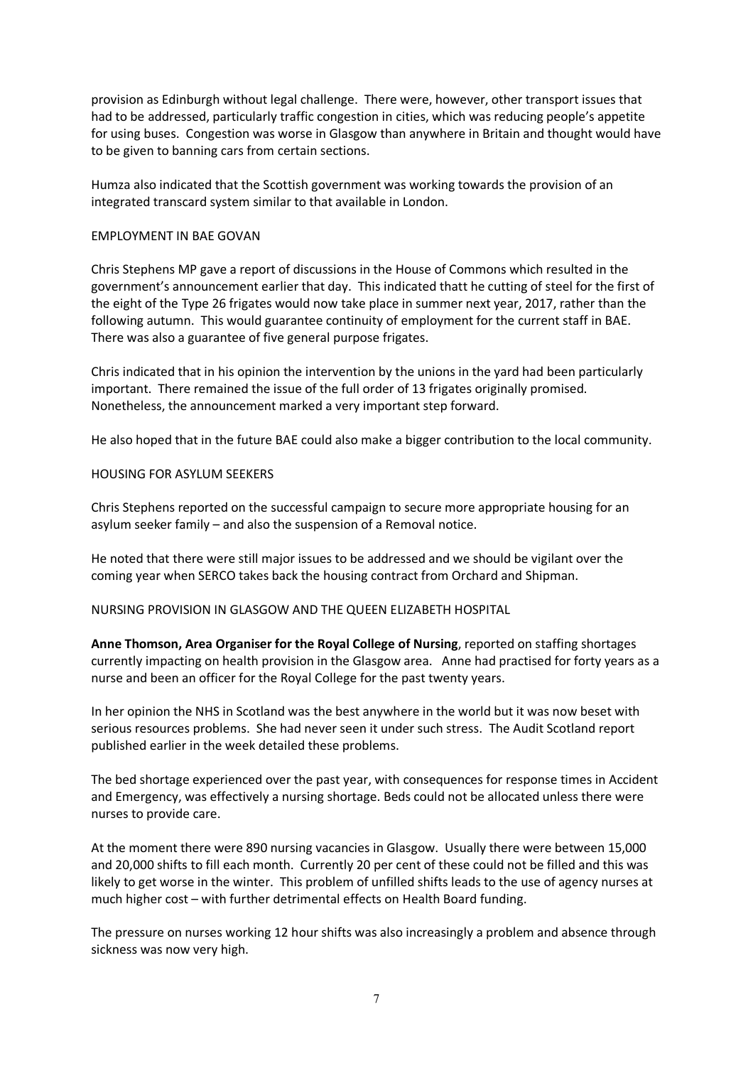provision as Edinburgh without legal challenge. There were, however, other transport issues that had to be addressed, particularly traffic congestion in cities, which was reducing people's appetite for using buses. Congestion was worse in Glasgow than anywhere in Britain and thought would have to be given to banning cars from certain sections.

Humza also indicated that the Scottish government was working towards the provision of an integrated transcard system similar to that available in London.

## EMPLOYMENT IN BAE GOVAN

Chris Stephens MP gave a report of discussions in the House of Commons which resulted in the government's announcement earlier that day. This indicated thatt he cutting of steel for the first of the eight of the Type 26 frigates would now take place in summer next year, 2017, rather than the following autumn. This would guarantee continuity of employment for the current staff in BAE. There was also a guarantee of five general purpose frigates.

Chris indicated that in his opinion the intervention by the unions in the yard had been particularly important. There remained the issue of the full order of 13 frigates originally promised. Nonetheless, the announcement marked a very important step forward.

He also hoped that in the future BAE could also make a bigger contribution to the local community.

## HOUSING FOR ASYLUM SEEKERS

Chris Stephens reported on the successful campaign to secure more appropriate housing for an asylum seeker family – and also the suspension of a Removal notice.

He noted that there were still major issues to be addressed and we should be vigilant over the coming year when SERCO takes back the housing contract from Orchard and Shipman.

## NURSING PROVISION IN GLASGOW AND THE QUEEN ELIZABETH HOSPITAL

**Anne Thomson, Area Organiser for the Royal College of Nursing**, reported on staffing shortages currently impacting on health provision in the Glasgow area. Anne had practised for forty years as a nurse and been an officer for the Royal College for the past twenty years.

In her opinion the NHS in Scotland was the best anywhere in the world but it was now beset with serious resources problems. She had never seen it under such stress. The Audit Scotland report published earlier in the week detailed these problems.

The bed shortage experienced over the past year, with consequences for response times in Accident and Emergency, was effectively a nursing shortage. Beds could not be allocated unless there were nurses to provide care.

At the moment there were 890 nursing vacancies in Glasgow. Usually there were between 15,000 and 20,000 shifts to fill each month. Currently 20 per cent of these could not be filled and this was likely to get worse in the winter. This problem of unfilled shifts leads to the use of agency nurses at much higher cost – with further detrimental effects on Health Board funding.

The pressure on nurses working 12 hour shifts was also increasingly a problem and absence through sickness was now very high.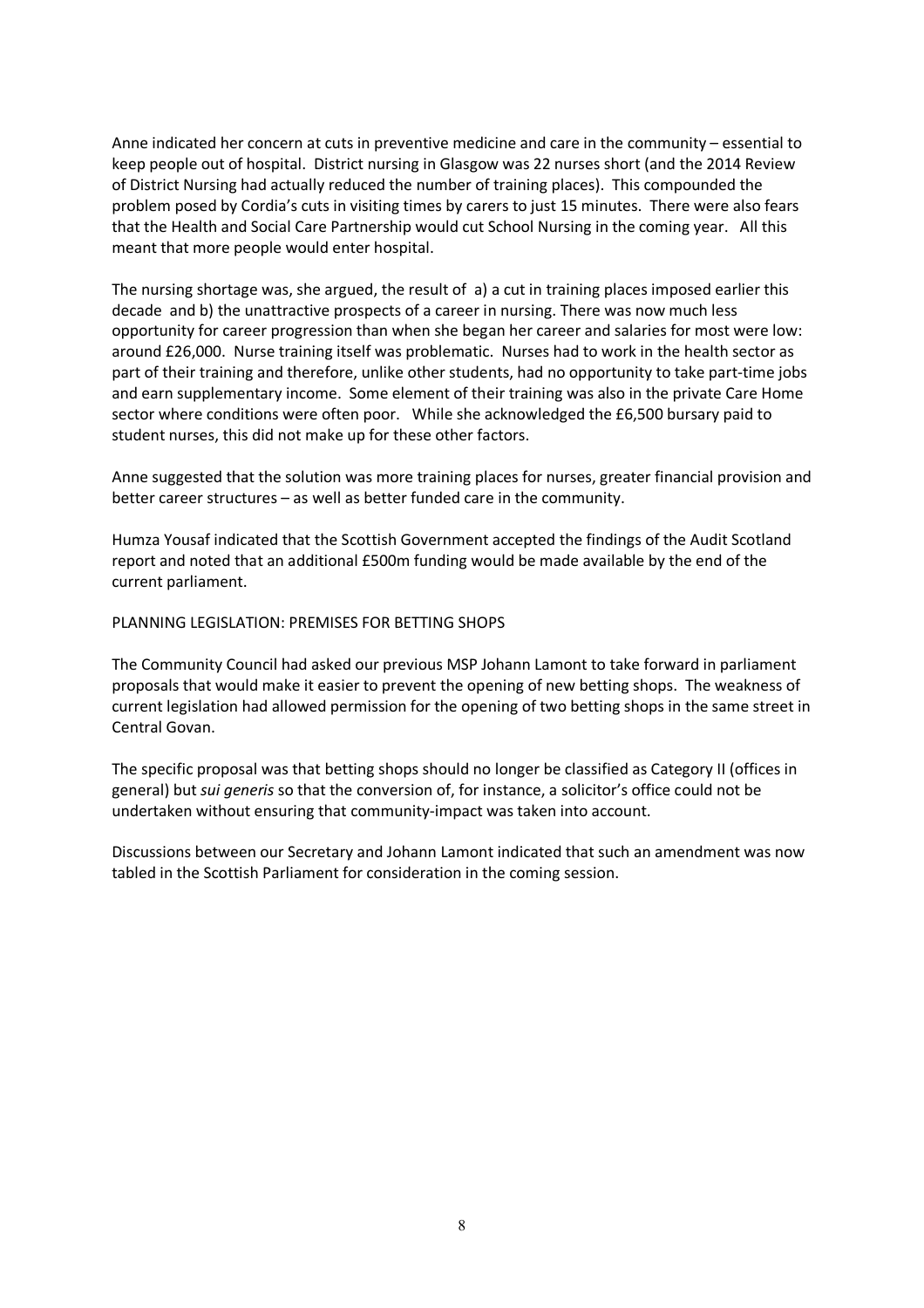Anne indicated her concern at cuts in preventive medicine and care in the community – essential to keep people out of hospital. District nursing in Glasgow was 22 nurses short (and the 2014 Review of District Nursing had actually reduced the number of training places). This compounded the problem posed by Cordia's cuts in visiting times by carers to just 15 minutes. There were also fears that the Health and Social Care Partnership would cut School Nursing in the coming year. All this meant that more people would enter hospital.

The nursing shortage was, she argued, the result of a) a cut in training places imposed earlier this decade and b) the unattractive prospects of a career in nursing. There was now much less opportunity for career progression than when she began her career and salaries for most were low: around £26,000. Nurse training itself was problematic. Nurses had to work in the health sector as part of their training and therefore, unlike other students, had no opportunity to take part-time jobs and earn supplementary income. Some element of their training was also in the private Care Home sector where conditions were often poor. While she acknowledged the £6,500 bursary paid to student nurses, this did not make up for these other factors.

Anne suggested that the solution was more training places for nurses, greater financial provision and better career structures – as well as better funded care in the community.

Humza Yousaf indicated that the Scottish Government accepted the findings of the Audit Scotland report and noted that an additional £500m funding would be made available by the end of the current parliament.

PLANNING LEGISLATION: PREMISES FOR BETTING SHOPS

The Community Council had asked our previous MSP Johann Lamont to take forward in parliament proposals that would make it easier to prevent the opening of new betting shops. The weakness of current legislation had allowed permission for the opening of two betting shops in the same street in Central Govan.

The specific proposal was that betting shops should no longer be classified as Category II (offices in general) but *sui generis* so that the conversion of, for instance, a solicitor's office could not be undertaken without ensuring that community-impact was taken into account.

Discussions between our Secretary and Johann Lamont indicated that such an amendment was now tabled in the Scottish Parliament for consideration in the coming session.